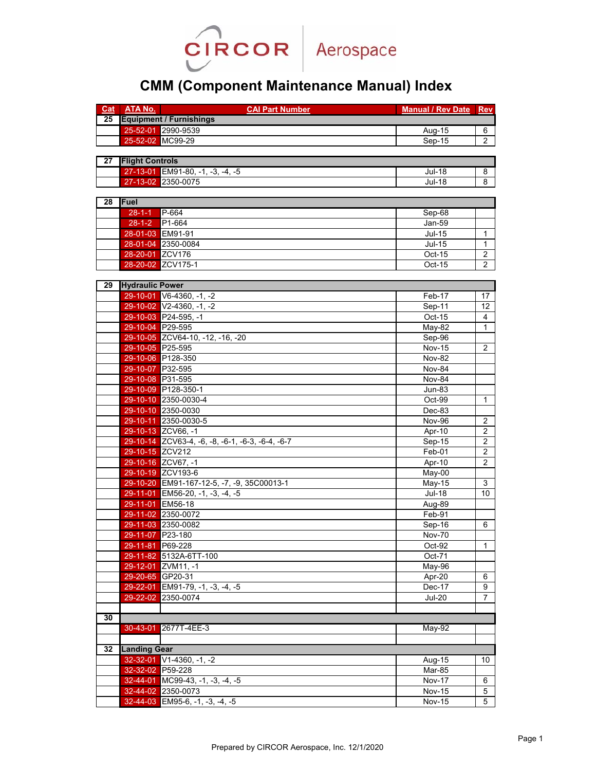CIRCOR Aerospace

# CMM (Component Maintenance Manual) Index

| Cat | ATA No. | CAI Part Number | Manual / Rev Date | Rev |
|---|---|---|---|---|
| 25 | Equipment / Furnishings | | | |
| | 25-52-01 | 2990-9539 | Aug-15 | 6 |
| | 25-52-02 | MC99-29 | Sep-15 | 2 |
| 27 | Flight Controls | | | |
| | 27-13-01 | EM91-80, -1, -3, -4, -5 | Jul-18 | 8 |
| | 27-13-02 | 2350-0075 | Jul-18 | 8 |
| 28 | Fuel | | | |
| | 28-1-1 | P-664 | Sep-68 | |
| | 28-1-2 | P1-664 | Jan-59 | |
| | 28-01-03 | EM91-91 | Jul-15 | 1 |
| | 28-01-04 | 2350-0084 | Jul-15 | 1 |
| | 28-20-01 | ZCV176 | Oct-15 | 2 |
| | 28-20-02 | ZCV175-1 | Oct-15 | 2 |
| 29 | Hydraulic Power | | | |
| | 29-10-01 | V6-4360, -1, -2 | Feb-17 | 17 |
| | 29-10-02 | V2-4360, -1, -2 | Sep-11 | 12 |
| | 29-10-03 | P24-595, -1 | Oct-15 | 4 |
| | 29-10-04 | P29-595 | May-82 | 1 |
| | 29-10-05 | ZCV64-10, -12, -16, -20 | Sep-96 | |
| | 29-10-05 | P25-595 | Nov-15 | 2 |
| | 29-10-06 | P128-350 | Nov-82 | |
| | 29-10-07 | P32-595 | Nov-84 | |
| | 29-10-08 | P31-595 | Nov-84 | |
| | 29-10-09 | P128-350-1 | Jun-83 | |
| | 29-10-10 | 2350-0030-4 | Oct-99 | 1 |
| | 29-10-10 | 2350-0030 | Dec-83 | |
| | 29-10-11 | 2350-0030-5 | Nov-96 | 2 |
| | 29-10-13 | ZCV66, -1 | Apr-10 | 2 |
| | 29-10-14 | ZCV63-4, -6, -8, -6-1, -6-3, -6-4, -6-7 | Sep-15 | 2 |
| | 29-10-15 | ZCV212 | Feb-01 | 2 |
| | 29-10-16 | ZCV67, -1 | Apr-10 | 2 |
| | 29-10-19 | ZCV193-6 | May-00 | |
| | 29-10-20 | EM91-167-12-5, -7, -9, 35C00013-1 | May-15 | 3 |
| | 29-11-01 | EM56-20, -1, -3, -4, -5 | Jul-18 | 10 |
| | 29-11-01 | EM56-18 | Aug-89 | |
| | 29-11-02 | 2350-0072 | Feb-91 | |
| | 29-11-03 | 2350-0082 | Sep-16 | 6 |
| | 29-11-07 | P23-180 | Nov-70 | |
| | 29-11-81 | P69-228 | Oct-92 | 1 |
| | 29-11-82 | 5132A-6TT-100 | Oct-71 | |
| | 29-12-01 | ZVM11, -1 | May-96 | |
| | 29-20-65 | GP20-31 | Apr-20 | 6 |
| | 29-22-01 | EM91-79, -1, -3, -4, -5 | Dec-17 | 9 |
| | 29-22-02 | 2350-0074 | Jul-20 | 7 |
| 30 | | | | |
| | 30-43-01 | 2677T-4EE-3 | May-92 | |
| 32 | Landing Gear | | | |
| | 32-32-01 | V1-4360, -1, -2 | Aug-15 | 10 |
| | 32-32-02 | P59-228 | Mar-85 | |
| | 32-44-01 | MC99-43, -1, -3, -4, -5 | Nov-17 | 6 |
| | 32-44-02 | 2350-0073 | Nov-15 | 5 |
| | 32-44-03 | EM95-6, -1, -3, -4, -5 | Nov-15 | 5 |

Prepared by CIRCOR Aerospace, Inc. 12/1/2020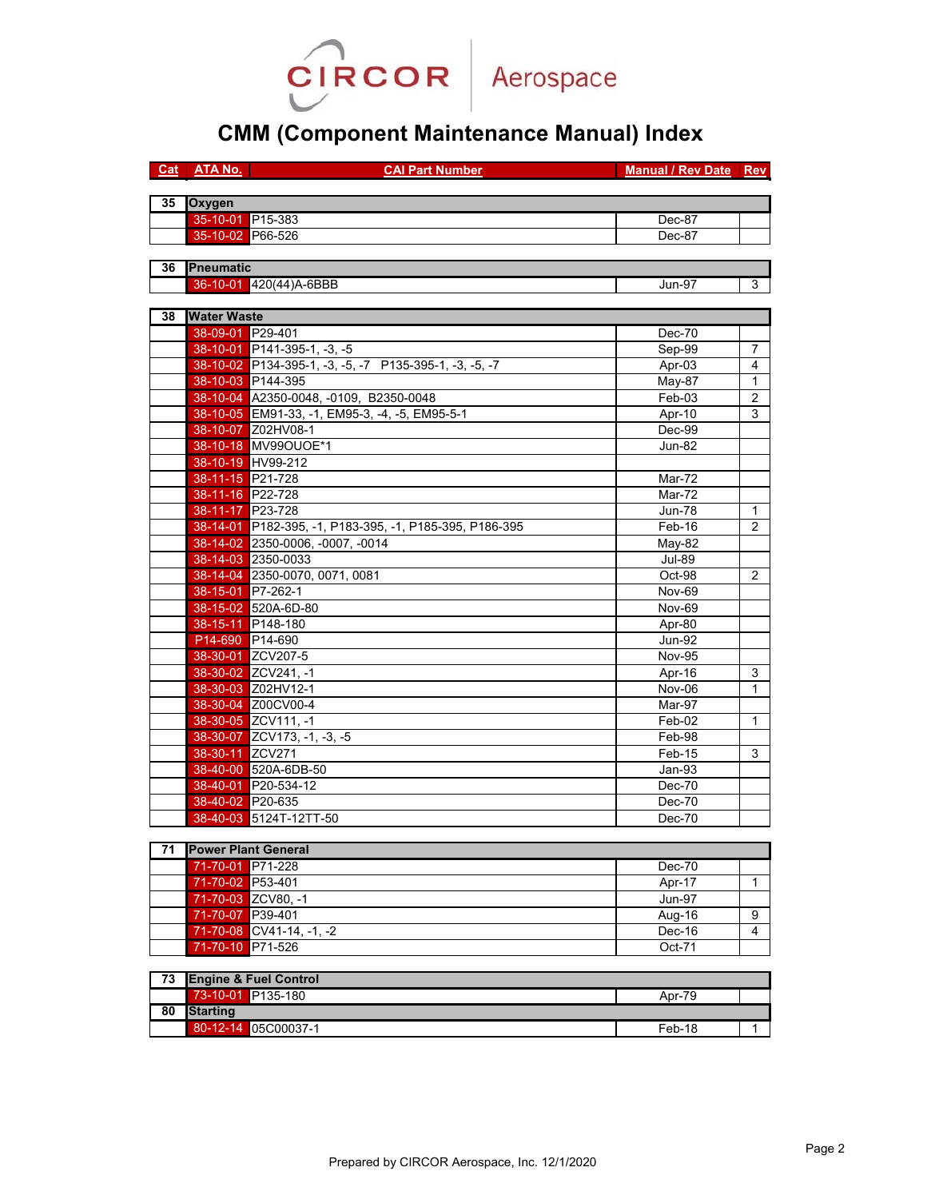CIRCOR Aerospace

# CMM (Component Maintenance Manual) Index

| Cat | ATA No. | CAI Part Number | Manual / Rev Date | Rev |
|---|---|---|---|---|
| **35** | **Oxygen** | | | |
| | 35-10-01 | P15-383 | Dec-87 | |
| | 35-10-02 | P66-526 | Dec-87 | |
| **36** | **Pneumatic** | | | |
| | 36-10-01 | 420(44)A-6BBB | Jun-97 | 3 |
| **38** | **Water Waste** | | | |
| | 38-09-01 | P29-401 | Dec-70 | |
| | 38-10-01 | P141-395-1, -3, -5 | Sep-99 | 7 |
| | 38-10-02 | P134-395-1, -3, -5, -7 P135-395-1, -3, -5, -7 | Apr-03 | 4 |
| | 38-10-03 | P144-395 | May-87 | 1 |
| | 38-10-04 | A2350-0048, -0109, B2350-0048 | Feb-03 | 2 |
| | 38-10-05 | EM91-33, -1, EM95-3, -4, -5, EM95-5-1 | Apr-10 | 3 |
| | 38-10-07 | Z02HV08-1 | Dec-99 | |
| | 38-10-18 | MV99OUOE*1 | Jun-82 | |
| | 38-10-19 | HV99-212 | | |
| | 38-11-15 | P21-728 | Mar-72 | |
| | 38-11-16 | P22-728 | Mar-72 | |
| | 38-11-17 | P23-728 | Jun-78 | 1 |
| | 38-14-01 | P182-395, -1, P183-395, -1, P185-395, P186-395 | Feb-16 | 2 |
| | 38-14-02 | 2350-0006, -0007, -0014 | May-82 | |
| | 38-14-03 | 2350-0033 | Jul-89 | |
| | 38-14-04 | 2350-0070, 0071, 0081 | Oct-98 | 2 |
| | 38-15-01 | P7-262-1 | Nov-69 | |
| | 38-15-02 | 520A-6D-80 | Nov-69 | |
| | 38-15-11 | P148-180 | Apr-80 | |
| | P14-690 | P14-690 | Jun-92 | |
| | 38-30-01 | ZCV207-5 | Nov-95 | |
| | 38-30-02 | ZCV241, -1 | Apr-16 | 3 |
| | 38-30-03 | Z02HV12-1 | Nov-06 | 1 |
| | 38-30-04 | Z00CV00-4 | Mar-97 | |
| | 38-30-05 | ZCV111, -1 | Feb-02 | 1 |
| | 38-30-07 | ZCV173, -1, -3, -5 | Feb-98 | |
| | 38-30-11 | ZCV271 | Feb-15 | 3 |
| | 38-40-00 | 520A-6DB-50 | Jan-93 | |
| | 38-40-01 | P20-534-12 | Dec-70 | |
| | 38-40-02 | P20-635 | Dec-70 | |
| | 38-40-03 | 5124T-12TT-50 | Dec-70 | |
| **71** | **Power Plant General** | | | |
| | 71-70-01 | P71-228 | Dec-70 | |
| | 71-70-02 | P53-401 | Apr-17 | 1 |
| | 71-70-03 | ZCV80, -1 | Jun-97 | |
| | 71-70-07 | P39-401 | Aug-16 | 9 |
| | 71-70-08 | CV41-14, -1, -2 | Dec-16 | 4 |
| | 71-70-10 | P71-526 | Oct-71 | |
| **73** | **Engine & Fuel Control** | | | |
| | 73-10-01 | P135-180 | Apr-79 | |
| **80** | **Starting** | | | |
| | 80-12-14 | 05C00037-1 | Feb-18 | 1 |

Prepared by CIRCOR Aerospace, Inc. 12/1/2020